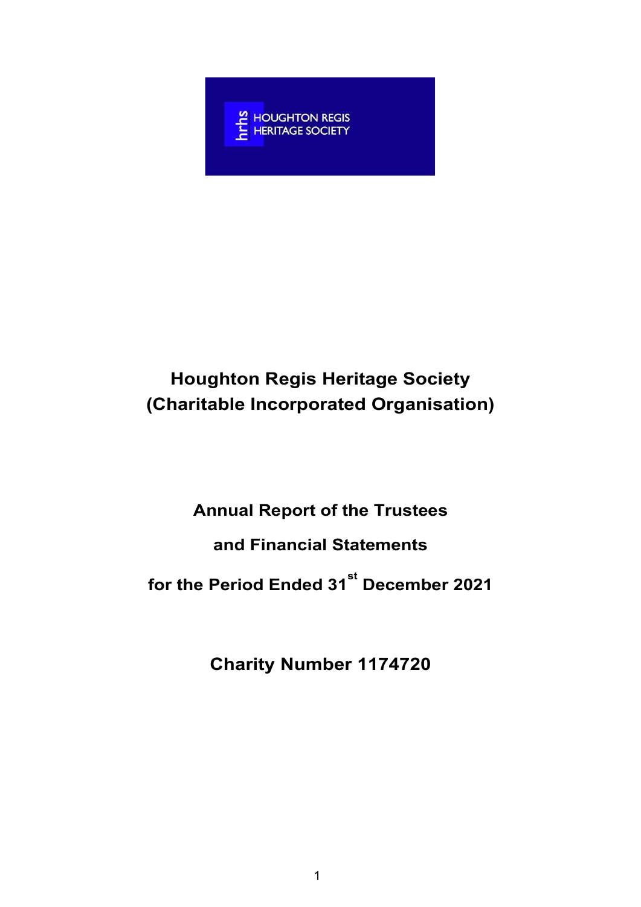HOUGHTON REGIS HERITAGE SOCIETY

# Houghton Regis Heritage Society (Charitable Incorporated Organisation)

## Annual Report of the Trustees

## and Financial Statements

## for the Period Ended 31st December 2021

## Charity Number 1174720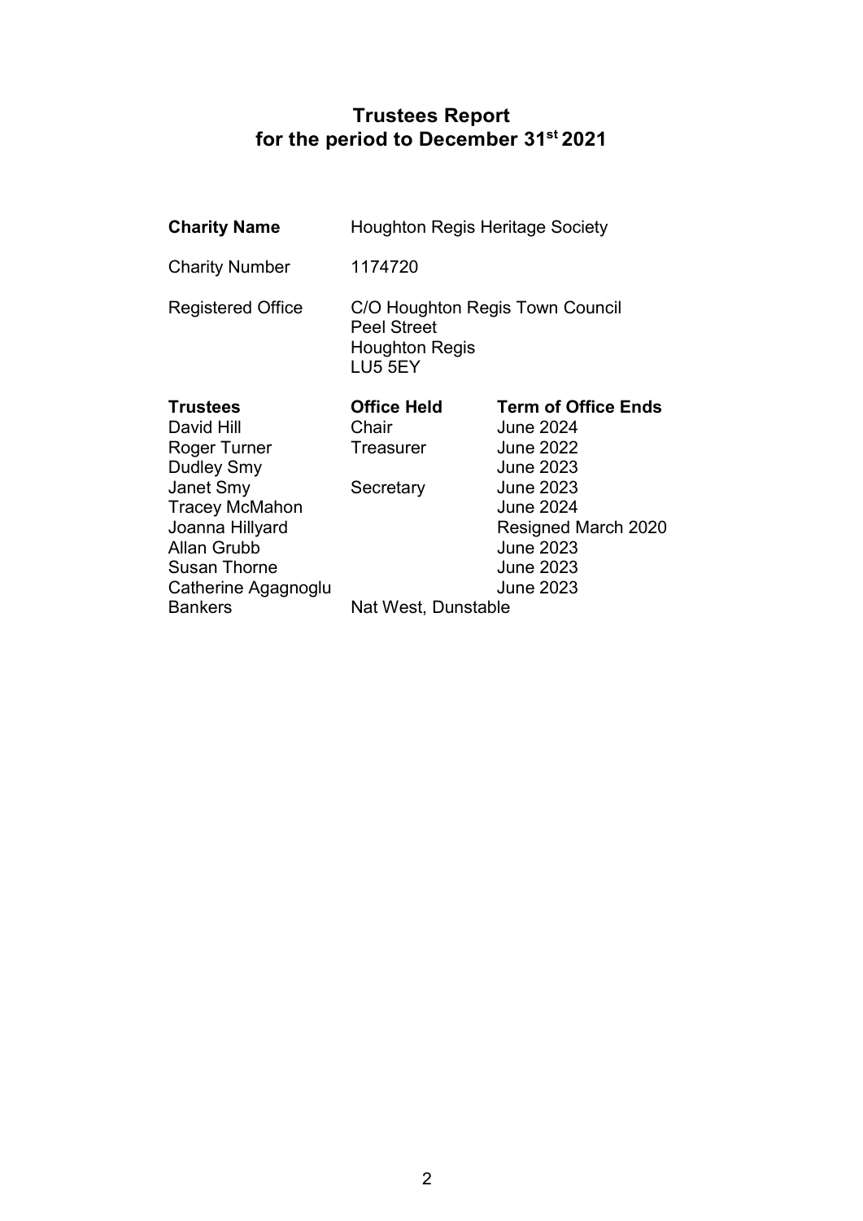# Trustees Report
# for the period to December 31st 2021

| | |
|---|---|
| **Charity Name** | Houghton Regis Heritage Society |
| Charity Number | 1174720 |
| Registered Office | C/O Houghton Regis Town Council<br>Peel Street<br>Houghton Regis<br>LU5 5EY |

| **Trustees** | **Office Held** | **Term of Office Ends** |
|---|---|---|
| David Hill | Chair | June 2024 |
| Roger Turner | Treasurer | June 2022 |
| Dudley Smy | | June 2023 |
| Janet Smy | Secretary | June 2023 |
| Tracey McMahon | | June 2024 |
| Joanna Hillyard | | Resigned March 2020 |
| Allan Grubb | | June 2023 |
| Susan Thorne | | June 2023 |
| Catherine Agagnoglu | | June 2023 |
| Bankers | Nat West, Dunstable | |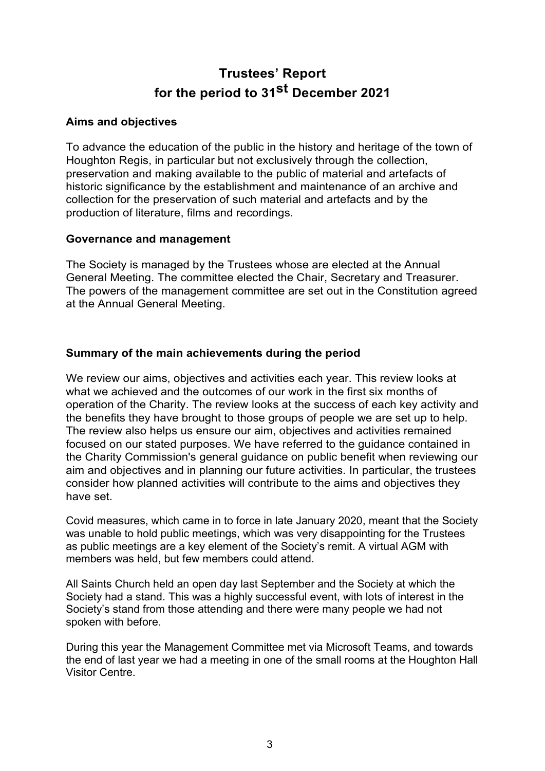# Trustees' Report
# for the period to 31st December 2021

## Aims and objectives

To advance the education of the public in the history and heritage of the town of Houghton Regis, in particular but not exclusively through the collection, preservation and making available to the public of material and artefacts of historic significance by the establishment and maintenance of an archive and collection for the preservation of such material and artefacts and by the production of literature, films and recordings.

## Governance and management

The Society is managed by the Trustees whose are elected at the Annual General Meeting. The committee elected the Chair, Secretary and Treasurer. The powers of the management committee are set out in the Constitution agreed at the Annual General Meeting.

## Summary of the main achievements during the period

We review our aims, objectives and activities each year. This review looks at what we achieved and the outcomes of our work in the first six months of operation of the Charity. The review looks at the success of each key activity and the benefits they have brought to those groups of people we are set up to help. The review also helps us ensure our aim, objectives and activities remained focused on our stated purposes. We have referred to the guidance contained in the Charity Commission's general guidance on public benefit when reviewing our aim and objectives and in planning our future activities. In particular, the trustees consider how planned activities will contribute to the aims and objectives they have set.

Covid measures, which came in to force in late January 2020, meant that the Society was unable to hold public meetings, which was very disappointing for the Trustees as public meetings are a key element of the Society's remit. A virtual AGM with members was held, but few members could attend.

All Saints Church held an open day last September and the Society at which the Society had a stand. This was a highly successful event, with lots of interest in the Society's stand from those attending and there were many people we had not spoken with before.

During this year the Management Committee met via Microsoft Teams, and towards the end of last year we had a meeting in one of the small rooms at the Houghton Hall Visitor Centre.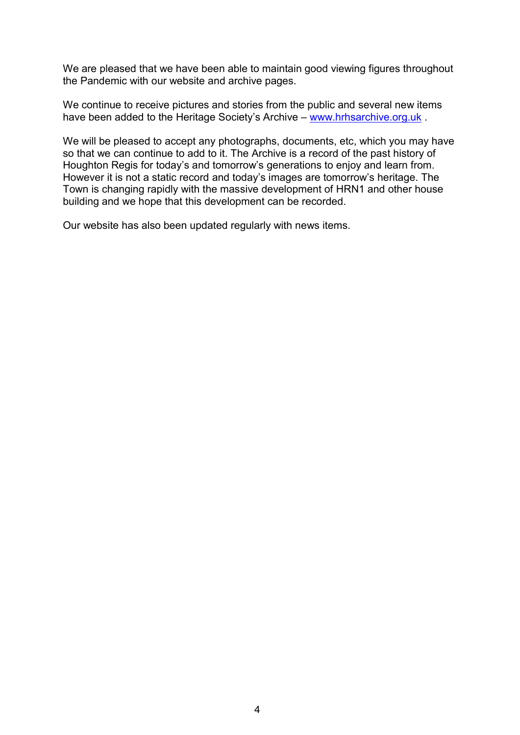We are pleased that we have been able to maintain good viewing figures throughout the Pandemic with our website and archive pages.

We continue to receive pictures and stories from the public and several new items have been added to the Heritage Society's Archive – [www.hrhsarchive.org.uk](http://www.hrhsarchive.org.uk) .

We will be pleased to accept any photographs, documents, etc, which you may have so that we can continue to add to it. The Archive is a record of the past history of Houghton Regis for today's and tomorrow's generations to enjoy and learn from. However it is not a static record and today's images are tomorrow's heritage. The Town is changing rapidly with the massive development of HRN1 and other house building and we hope that this development can be recorded.

Our website has also been updated regularly with news items.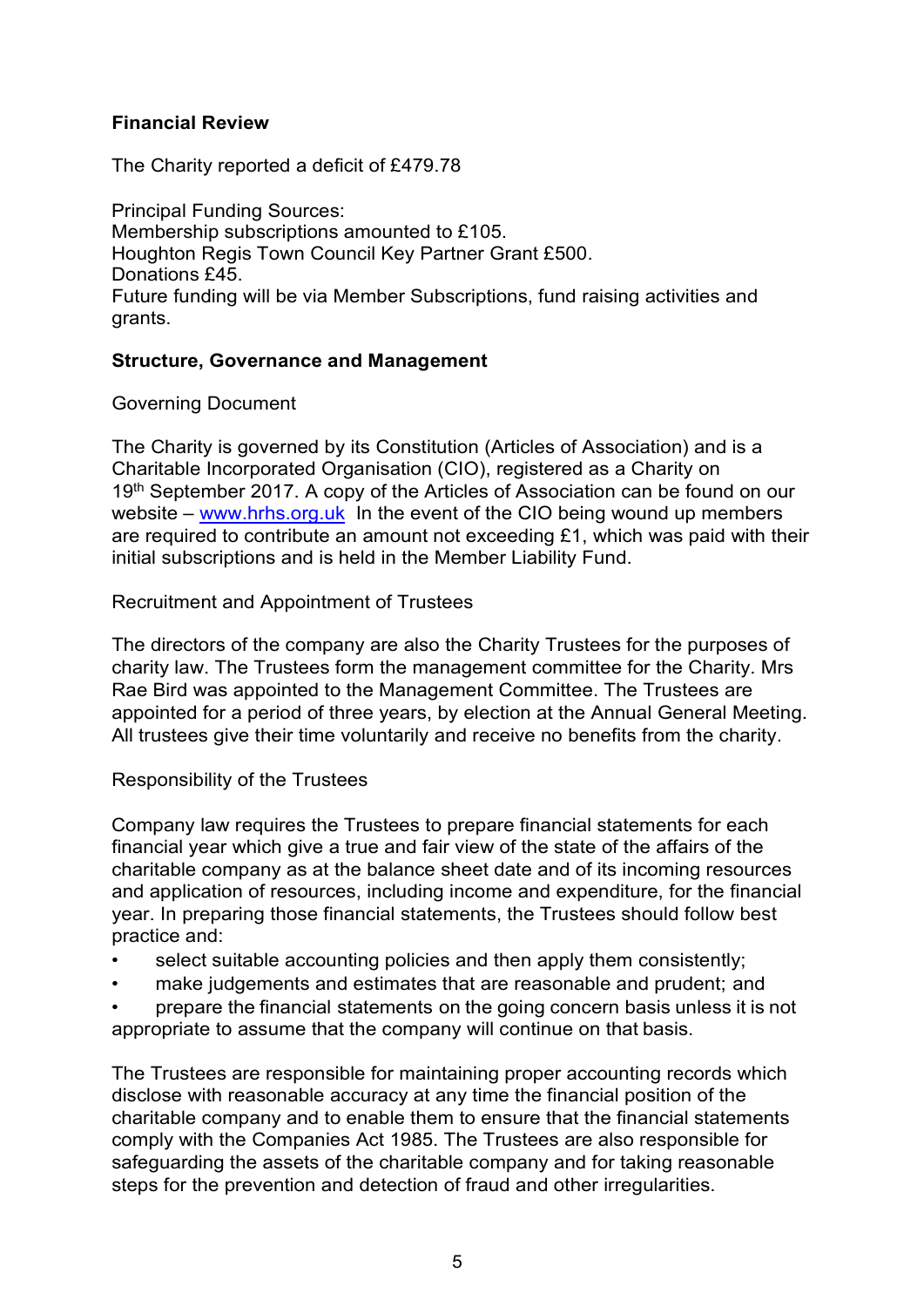**Financial Review**

The Charity reported a deficit of £479.78

Principal Funding Sources:
Membership subscriptions amounted to £105.
Houghton Regis Town Council Key Partner Grant £500.
Donations £45.
Future funding will be via Member Subscriptions, fund raising activities and grants.

**Structure, Governance and Management**

Governing Document

The Charity is governed by its Constitution (Articles of Association) and is a Charitable Incorporated Organisation (CIO), registered as a Charity on 19th September 2017. A copy of the Articles of Association can be found on our website – [www.hrhs.org.uk](http://www.hrhs.org.uk) In the event of the CIO being wound up members are required to contribute an amount not exceeding £1, which was paid with their initial subscriptions and is held in the Member Liability Fund.

Recruitment and Appointment of Trustees

The directors of the company are also the Charity Trustees for the purposes of charity law. The Trustees form the management committee for the Charity. Mrs Rae Bird was appointed to the Management Committee. The Trustees are appointed for a period of three years, by election at the Annual General Meeting. All trustees give their time voluntarily and receive no benefits from the charity.

Responsibility of the Trustees

Company law requires the Trustees to prepare financial statements for each financial year which give a true and fair view of the state of the affairs of the charitable company as at the balance sheet date and of its incoming resources and application of resources, including income and expenditure, for the financial year. In preparing those financial statements, the Trustees should follow best practice and:

- select suitable accounting policies and then apply them consistently;
- make judgements and estimates that are reasonable and prudent; and
- prepare the financial statements on the going concern basis unless it is not appropriate to assume that the company will continue on that basis.

The Trustees are responsible for maintaining proper accounting records which disclose with reasonable accuracy at any time the financial position of the charitable company and to enable them to ensure that the financial statements comply with the Companies Act 1985. The Trustees are also responsible for safeguarding the assets of the charitable company and for taking reasonable steps for the prevention and detection of fraud and other irregularities.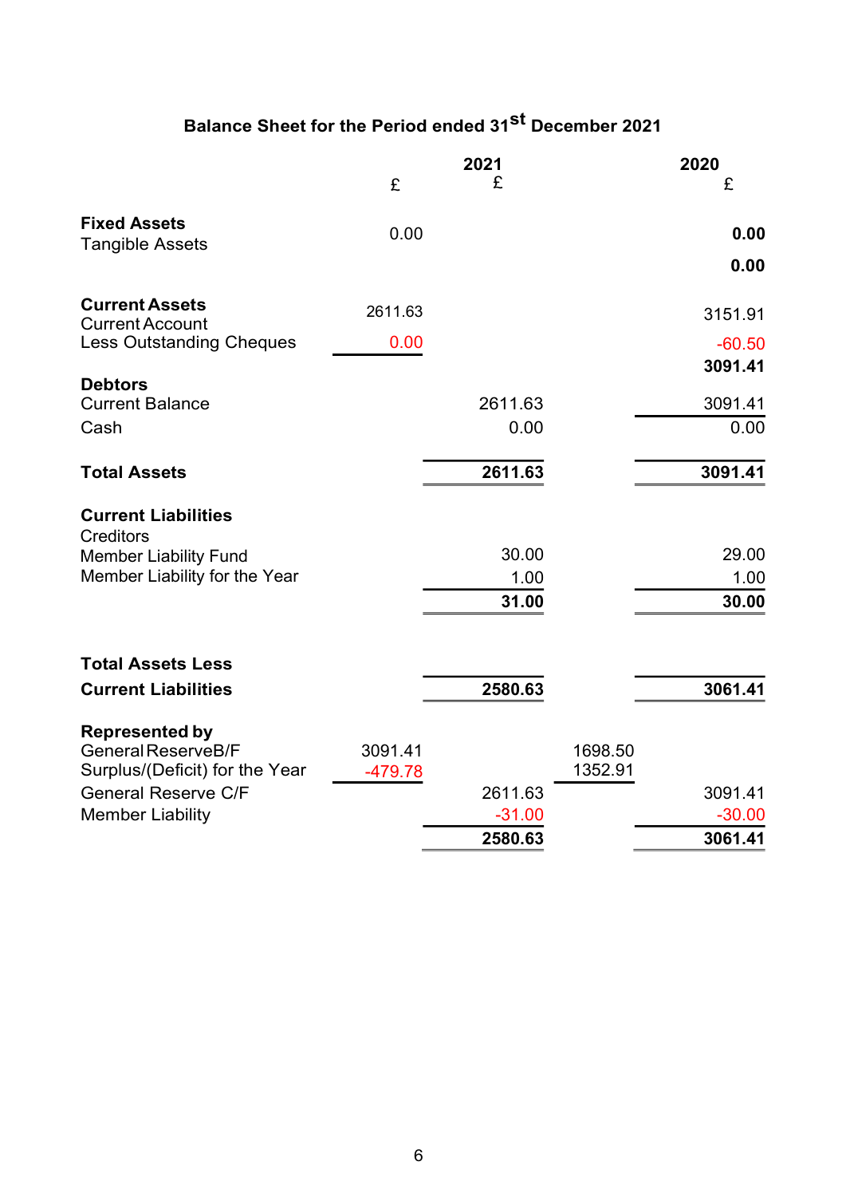## Balance Sheet for the Period ended 31st December 2021

| | 2021 | | 2020 | |
|---|---|---|---|---|
| | £ | £ | | £ |
| **Fixed Assets** | | | | |
| Tangible Assets | 0.00 | | | **0.00** |
| | | | | **0.00** |
| **Current Assets** | | | | |
| Current Account | 2611.63 | | | 3151.91 |
| Less Outstanding Cheques | 0.00 | | | -60.50 |
| | | | | **3091.41** |
| **Debtors** | | | | |
| Current Balance | | 2611.63 | | 3091.41 |
| Cash | | 0.00 | | 0.00 |
| **Total Assets** | | **2611.63** | | **3091.41** |
| **Current Liabilities** | | | | |
| Creditors | | | | |
| Member Liability Fund | | 30.00 | | 29.00 |
| Member Liability for the Year | | 1.00 | | 1.00 |
| | | **31.00** | | **30.00** |
| **Total Assets Less Current Liabilities** | | **2580.63** | | **3061.41** |
| **Represented by** | | | | |
| General Reserve B/F | 3091.41 | | 1698.50 | |
| Surplus/(Deficit) for the Year | -479.78 | | 1352.91 | |
| General Reserve C/F | | 2611.63 | | 3091.41 |
| Member Liability | | -31.00 | | -30.00 |
| | | **2580.63** | | **3061.41** |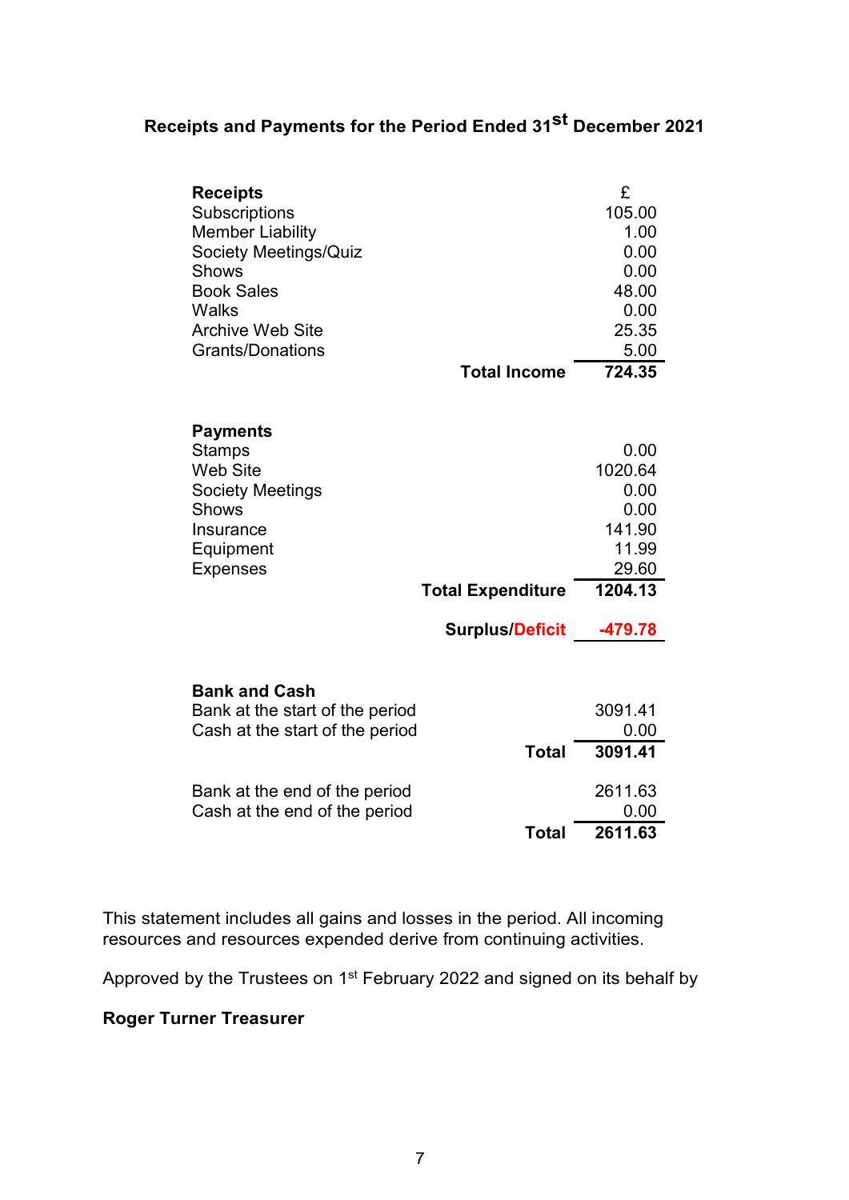## Receipts and Payments for the Period Ended 31st December 2021

| Receipts | | £ |
|---|---|---|
| Subscriptions | | 105.00 |
| Member Liability | | 1.00 |
| Society Meetings/Quiz | | 0.00 |
| Shows | | 0.00 |
| Book Sales | | 48.00 |
| Walks | | 0.00 |
| Archive Web Site | | 25.35 |
| Grants/Donations | | 5.00 |
| | **Total Income** | **724.35** |

| Payments | | |
|---|---|---|
| Stamps | | 0.00 |
| Web Site | | 1020.64 |
| Society Meetings | | 0.00 |
| Shows | | 0.00 |
| Insurance | | 141.90 |
| Equipment | | 11.99 |
| Expenses | | 29.60 |
| | **Total Expenditure** | **1204.13** |
| | **Surplus/Deficit** | **-479.78** |

| Bank and Cash | | |
|---|---|---|
| Bank at the start of the period | | 3091.41 |
| Cash at the start of the period | | 0.00 |
| | **Total** | **3091.41** |
| Bank at the end of the period | | 2611.63 |
| Cash at the end of the period | | 0.00 |
| | **Total** | **2611.63** |

This statement includes all gains and losses in the period. All incoming resources and resources expended derive from continuing activities.

Approved by the Trustees on 1st February 2022 and signed on its behalf by

**Roger Turner Treasurer**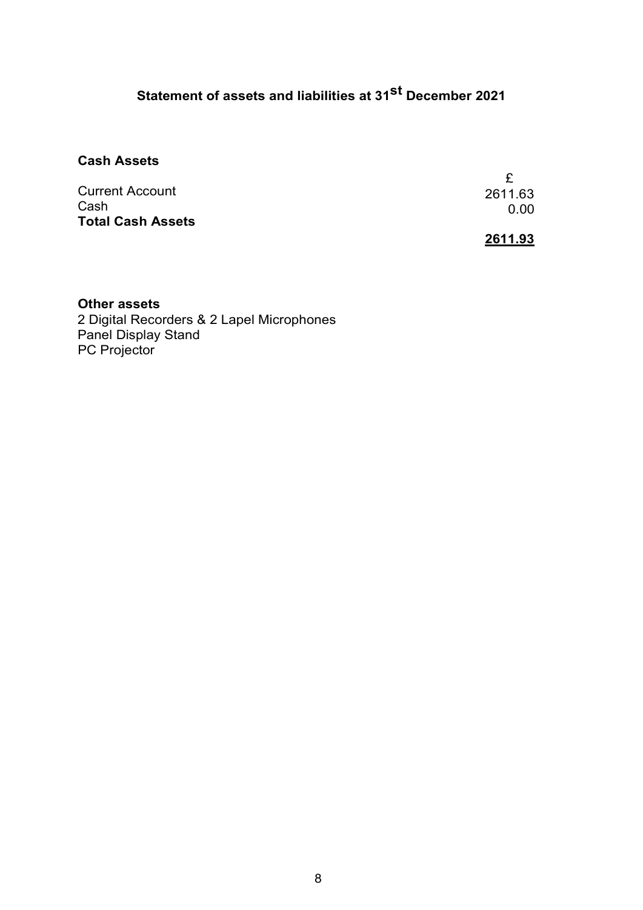# Statement of assets and liabilities at 31st December 2021

**Cash Assets**

| | £ |
|---|---|
| Current Account | 2611.63 |
| Cash | 0.00 |
| **Total Cash Assets** | **2611.93** |

**Other assets**

2 Digital Recorders & 2 Lapel Microphones
Panel Display Stand
PC Projector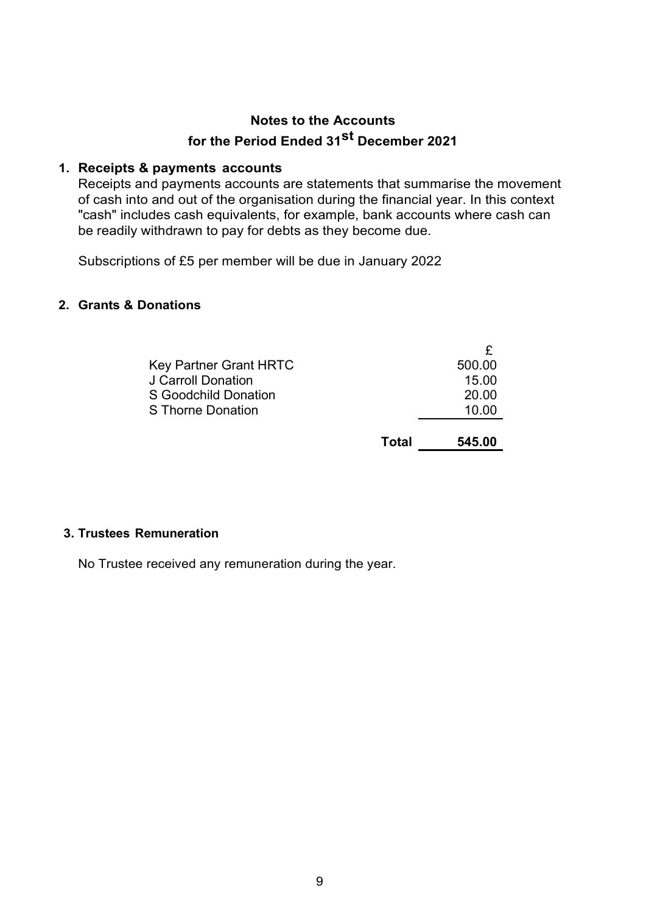# Notes to the Accounts

## for the Period Ended 31st December 2021

### 1. Receipts & payments accounts

Receipts and payments accounts are statements that summarise the movement of cash into and out of the organisation during the financial year. In this context "cash" includes cash equivalents, for example, bank accounts where cash can be readily withdrawn to pay for debts as they become due.

Subscriptions of £5 per member will be due in January 2022

### 2. Grants & Donations

| | | £ |
|---|---|---|
| Key Partner Grant HRTC | | 500.00 |
| J Carroll Donation | | 15.00 |
| S Goodchild Donation | | 20.00 |
| S Thorne Donation | | 10.00 |
| | **Total** | **545.00** |

### 3. Trustees Remuneration

No Trustee received any remuneration during the year.